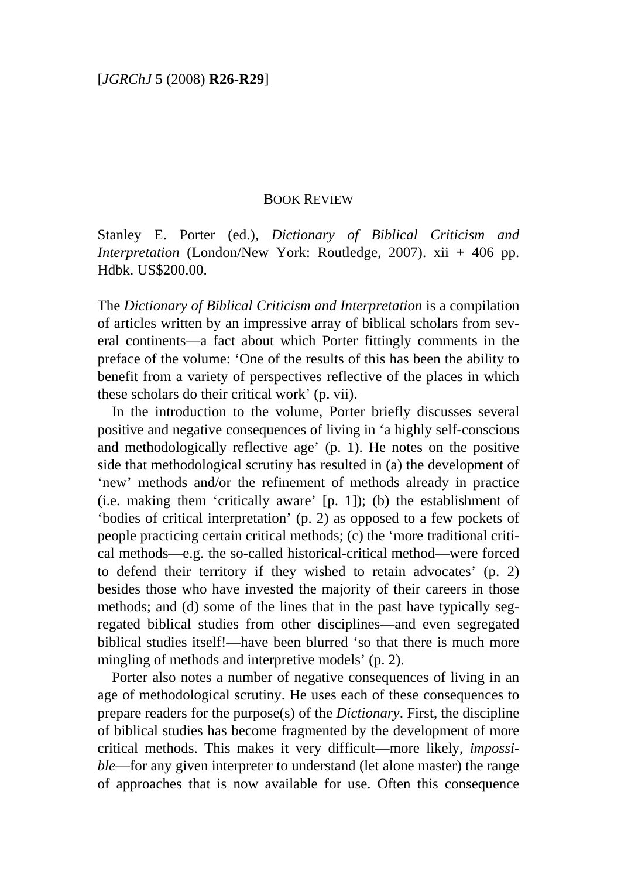BOOK REVIEW

Stanley E. Porter (ed.), *Dictionary of Biblical Criticism and Interpretation* (London/New York: Routledge, 2007). xii + 406 pp. Hdbk. US$200.00.

The *Dictionary of Biblical Criticism and Interpretation* is a compilation of articles written by an impressive array of biblical scholars from several continents—a fact about which Porter fittingly comments in the preface of the volume: 'One of the results of this has been the ability to benefit from a variety of perspectives reflective of the places in which these scholars do their critical work' (p. vii).

In the introduction to the volume, Porter briefly discusses several positive and negative consequences of living in 'a highly self-conscious and methodologically reflective age' (p. 1). He notes on the positive side that methodological scrutiny has resulted in (a) the development of 'new' methods and/or the refinement of methods already in practice (i.e. making them 'critically aware' [p. 1]); (b) the establishment of 'bodies of critical interpretation' (p. 2) as opposed to a few pockets of people practicing certain critical methods; (c) the 'more traditional critical methods—e.g. the so-called historical-critical method—were forced to defend their territory if they wished to retain advocates' (p. 2) besides those who have invested the majority of their careers in those methods; and (d) some of the lines that in the past have typically segregated biblical studies from other disciplines—and even segregated biblical studies itself!—have been blurred 'so that there is much more mingling of methods and interpretive models' (p. 2).

Porter also notes a number of negative consequences of living in an age of methodological scrutiny. He uses each of these consequences to prepare readers for the purpose(s) of the *Dictionary*. First, the discipline of biblical studies has become fragmented by the development of more critical methods. This makes it very difficult—more likely, *impossible*—for any given interpreter to understand (let alone master) the range of approaches that is now available for use. Often this consequence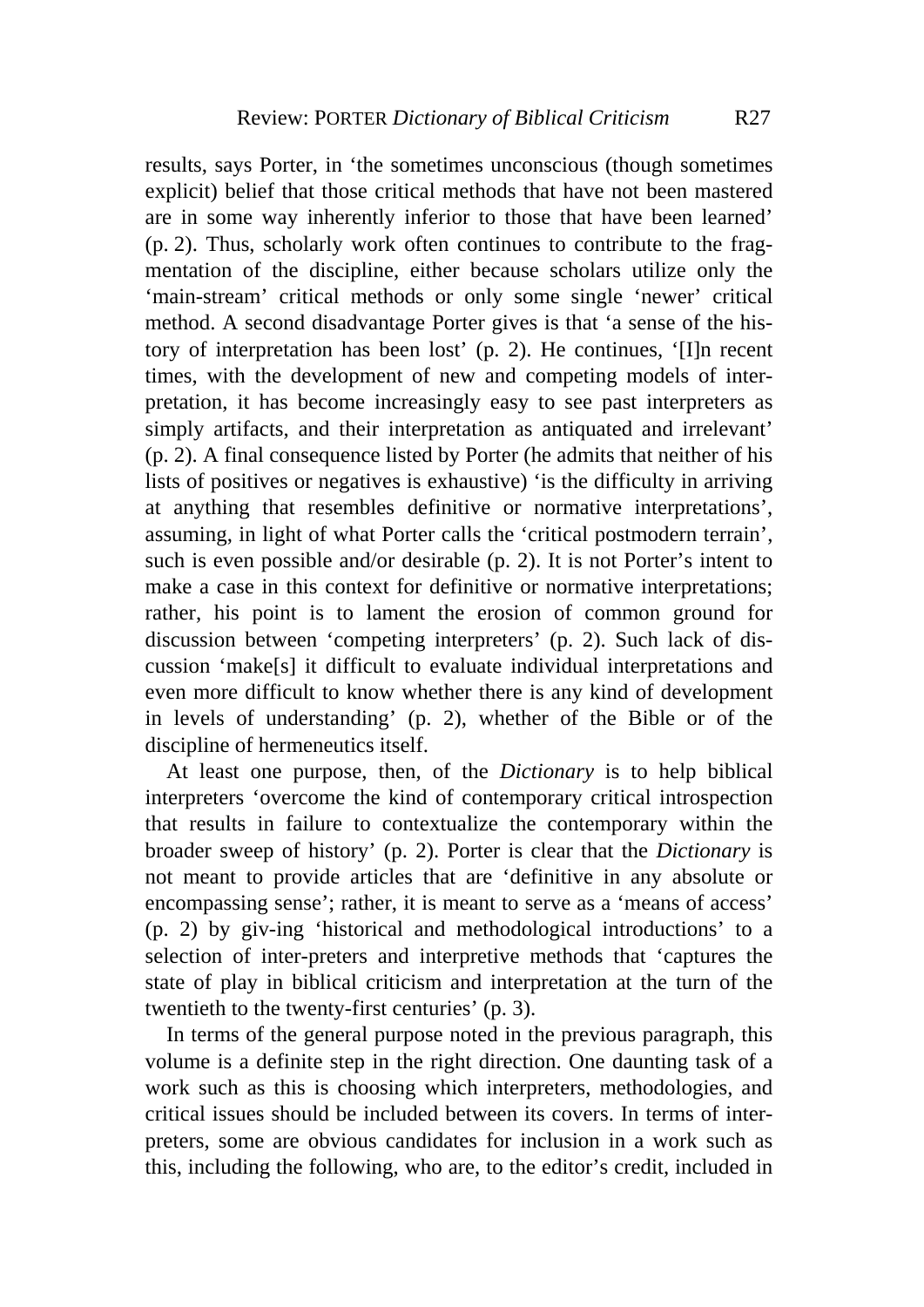results, says Porter, in 'the sometimes unconscious (though sometimes explicit) belief that those critical methods that have not been mastered are in some way inherently inferior to those that have been learned' (p. 2). Thus, scholarly work often continues to contribute to the fragmentation of the discipline, either because scholars utilize only the 'main-stream' critical methods or only some single 'newer' critical method. A second disadvantage Porter gives is that 'a sense of the history of interpretation has been lost' (p. 2). He continues, '[I]n recent times, with the development of new and competing models of interpretation, it has become increasingly easy to see past interpreters as simply artifacts, and their interpretation as antiquated and irrelevant' (p. 2). A final consequence listed by Porter (he admits that neither of his lists of positives or negatives is exhaustive) 'is the difficulty in arriving at anything that resembles definitive or normative interpretations', assuming, in light of what Porter calls the 'critical postmodern terrain', such is even possible and/or desirable (p. 2). It is not Porter's intent to make a case in this context for definitive or normative interpretations; rather, his point is to lament the erosion of common ground for discussion between 'competing interpreters' (p. 2). Such lack of discussion 'make[s] it difficult to evaluate individual interpretations and even more difficult to know whether there is any kind of development in levels of understanding' (p. 2), whether of the Bible or of the discipline of hermeneutics itself.

At least one purpose, then, of the *Dictionary* is to help biblical interpreters 'overcome the kind of contemporary critical introspection that results in failure to contextualize the contemporary within the broader sweep of history' (p. 2). Porter is clear that the *Dictionary* is not meant to provide articles that are 'definitive in any absolute or encompassing sense'; rather, it is meant to serve as a 'means of access' (p. 2) by giv-ing 'historical and methodological introductions' to a selection of inter-preters and interpretive methods that 'captures the state of play in biblical criticism and interpretation at the turn of the twentieth to the twenty-first centuries' (p. 3).

In terms of the general purpose noted in the previous paragraph, this volume is a definite step in the right direction. One daunting task of a work such as this is choosing which interpreters, methodologies, and critical issues should be included between its covers. In terms of interpreters, some are obvious candidates for inclusion in a work such as this, including the following, who are, to the editor's credit, included in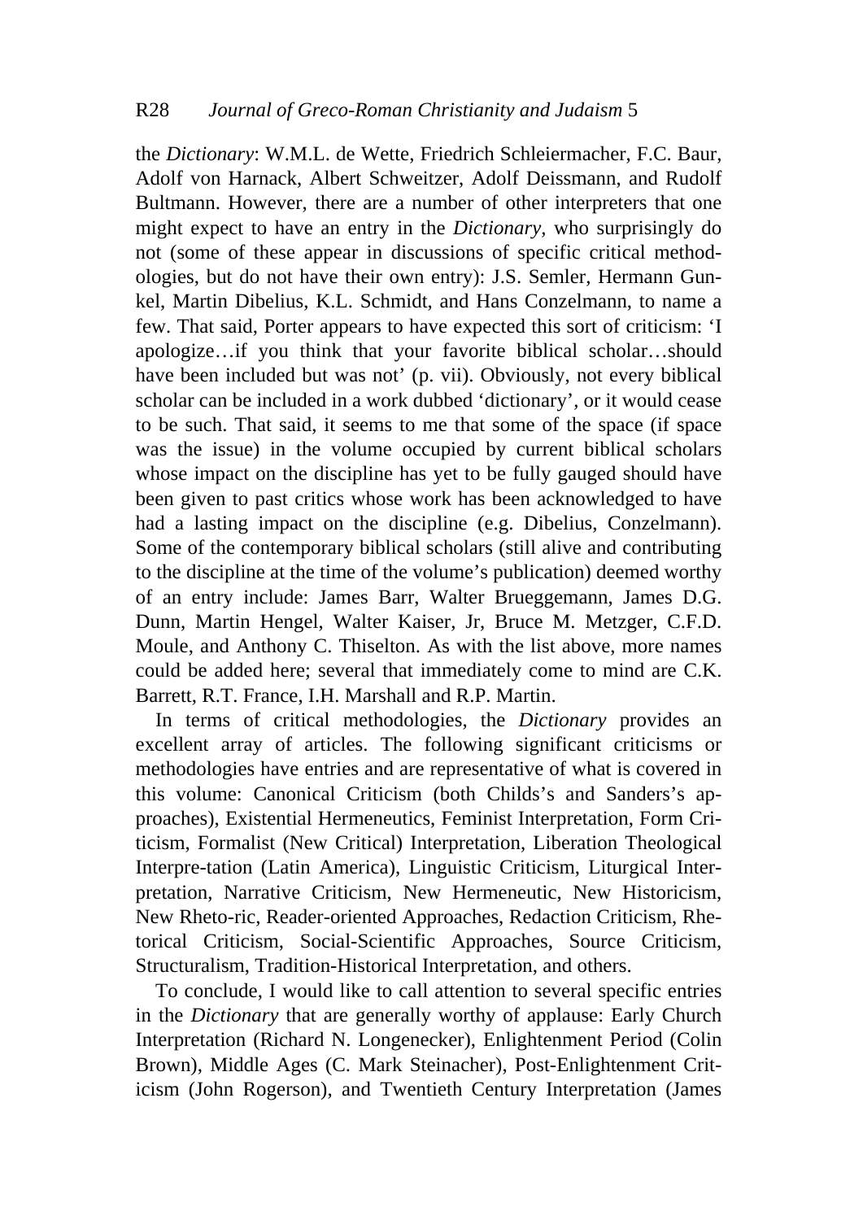the *Dictionary*: W.M.L. de Wette, Friedrich Schleiermacher, F.C. Baur, Adolf von Harnack, Albert Schweitzer, Adolf Deissmann, and Rudolf Bultmann. However, there are a number of other interpreters that one might expect to have an entry in the *Dictionary*, who surprisingly do not (some of these appear in discussions of specific critical methodologies, but do not have their own entry): J.S. Semler, Hermann Gunkel, Martin Dibelius, K.L. Schmidt, and Hans Conzelmann, to name a few. That said, Porter appears to have expected this sort of criticism: 'I apologize…if you think that your favorite biblical scholar…should have been included but was not' (p. vii). Obviously, not every biblical scholar can be included in a work dubbed 'dictionary', or it would cease to be such. That said, it seems to me that some of the space (if space was the issue) in the volume occupied by current biblical scholars whose impact on the discipline has yet to be fully gauged should have been given to past critics whose work has been acknowledged to have had a lasting impact on the discipline (e.g. Dibelius, Conzelmann). Some of the contemporary biblical scholars (still alive and contributing to the discipline at the time of the volume's publication) deemed worthy of an entry include: James Barr, Walter Brueggemann, James D.G. Dunn, Martin Hengel, Walter Kaiser, Jr, Bruce M. Metzger, C.F.D. Moule, and Anthony C. Thiselton. As with the list above, more names could be added here; several that immediately come to mind are C.K. Barrett, R.T. France, I.H. Marshall and R.P. Martin.

In terms of critical methodologies, the *Dictionary* provides an excellent array of articles. The following significant criticisms or methodologies have entries and are representative of what is covered in this volume: Canonical Criticism (both Childs's and Sanders's approaches), Existential Hermeneutics, Feminist Interpretation, Form Criticism, Formalist (New Critical) Interpretation, Liberation Theological Interpre-tation (Latin America), Linguistic Criticism, Liturgical Interpretation, Narrative Criticism, New Hermeneutic, New Historicism, New Rheto-ric, Reader-oriented Approaches, Redaction Criticism, Rhetorical Criticism, Social-Scientific Approaches, Source Criticism, Structuralism, Tradition-Historical Interpretation, and others.

To conclude, I would like to call attention to several specific entries in the *Dictionary* that are generally worthy of applause: Early Church Interpretation (Richard N. Longenecker), Enlightenment Period (Colin Brown), Middle Ages (C. Mark Steinacher), Post-Enlightenment Criticism (John Rogerson), and Twentieth Century Interpretation (James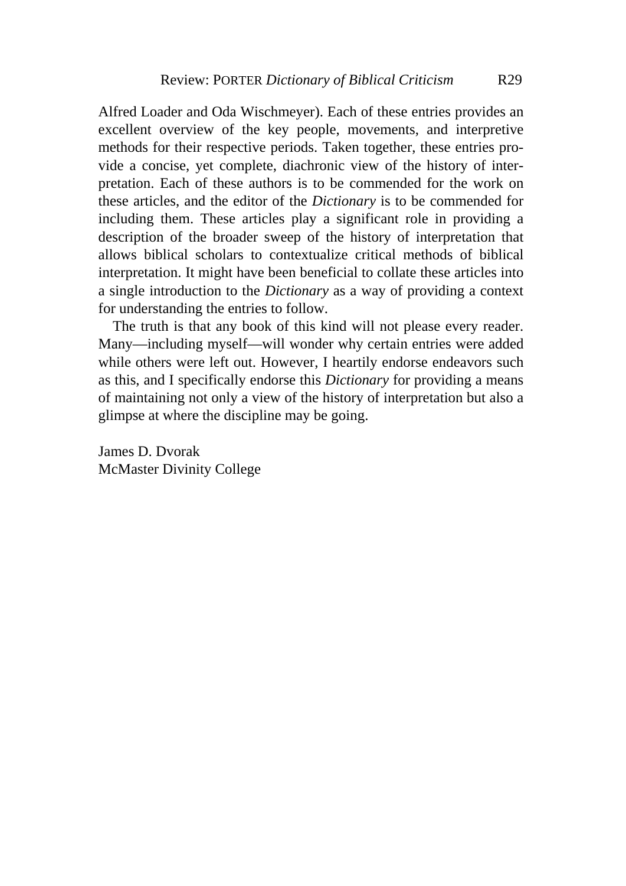Alfred Loader and Oda Wischmeyer). Each of these entries provides an excellent overview of the key people, movements, and interpretive methods for their respective periods. Taken together, these entries provide a concise, yet complete, diachronic view of the history of interpretation. Each of these authors is to be commended for the work on these articles, and the editor of the *Dictionary* is to be commended for including them. These articles play a significant role in providing a description of the broader sweep of the history of interpretation that allows biblical scholars to contextualize critical methods of biblical interpretation. It might have been beneficial to collate these articles into a single introduction to the *Dictionary* as a way of providing a context for understanding the entries to follow.

The truth is that any book of this kind will not please every reader. Many—including myself—will wonder why certain entries were added while others were left out. However, I heartily endorse endeavors such as this, and I specifically endorse this *Dictionary* for providing a means of maintaining not only a view of the history of interpretation but also a glimpse at where the discipline may be going.

James D. Dvorak
McMaster Divinity College